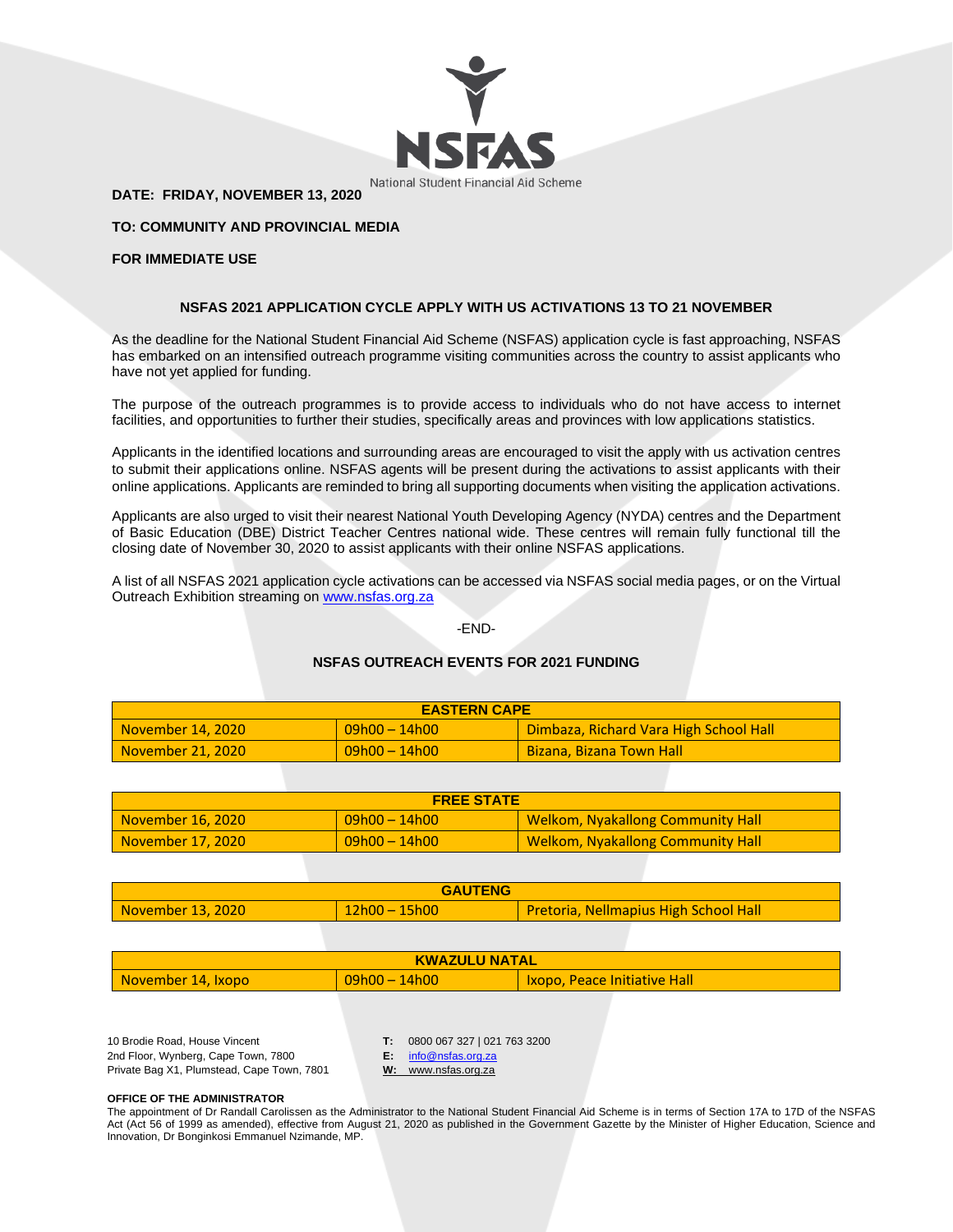NSFAS
National Student Financial Aid Scheme

**DATE: FRIDAY, NOVEMBER 13, 2020**

**TO: COMMUNITY AND PROVINCIAL MEDIA**

**FOR IMMEDIATE USE**

## NSFAS 2021 APPLICATION CYCLE APPLY WITH US ACTIVATIONS 13 TO 21 NOVEMBER

As the deadline for the National Student Financial Aid Scheme (NSFAS) application cycle is fast approaching, NSFAS has embarked on an intensified outreach programme visiting communities across the country to assist applicants who have not yet applied for funding.

The purpose of the outreach programmes is to provide access to individuals who do not have access to internet facilities, and opportunities to further their studies, specifically areas and provinces with low applications statistics.

Applicants in the identified locations and surrounding areas are encouraged to visit the apply with us activation centres to submit their applications online. NSFAS agents will be present during the activations to assist applicants with their online applications. Applicants are reminded to bring all supporting documents when visiting the application activations.

Applicants are also urged to visit their nearest National Youth Developing Agency (NYDA) centres and the Department of Basic Education (DBE) District Teacher Centres national wide. These centres will remain fully functional till the closing date of November 30, 2020 to assist applicants with their online NSFAS applications.

A list of all NSFAS 2021 application cycle activations can be accessed via NSFAS social media pages, or on the Virtual Outreach Exhibition streaming on www.nsfas.org.za

-END-

## NSFAS OUTREACH EVENTS FOR 2021 FUNDING

| EASTERN CAPE | | |
|---|---|---|
| November 14, 2020 | 09h00 – 14h00 | Dimbaza, Richard Vara High School Hall |
| November 21, 2020 | 09h00 – 14h00 | Bizana, Bizana Town Hall |

| FREE STATE | | |
|---|---|---|
| November 16, 2020 | 09h00 – 14h00 | Welkom, Nyakallong Community Hall |
| November 17, 2020 | 09h00 – 14h00 | Welkom, Nyakallong Community Hall |

| GAUTENG | | |
|---|---|---|
| November 13, 2020 | 12h00 – 15h00 | Pretoria, Nellmapius High School Hall |

| KWAZULU NATAL | | |
|---|---|---|
| November 14, Ixopo | 09h00 – 14h00 | Ixopo, Peace Initiative Hall |

10 Brodie Road, House Vincent
2nd Floor, Wynberg, Cape Town, 7800
Private Bag X1, Plumstead, Cape Town, 7801

**T:** 0800 067 327 | 021 763 3200
**E:** info@nsfas.org.za
**W:** www.nsfas.org.za

**OFFICE OF THE ADMINISTRATOR**

The appointment of Dr Randall Carolissen as the Administrator to the National Student Financial Aid Scheme is in terms of Section 17A to 17D of the NSFAS Act (Act 56 of 1999 as amended), effective from August 21, 2020 as published in the Government Gazette by the Minister of Higher Education, Science and Innovation, Dr Bonginkosi Emmanuel Nzimande, MP.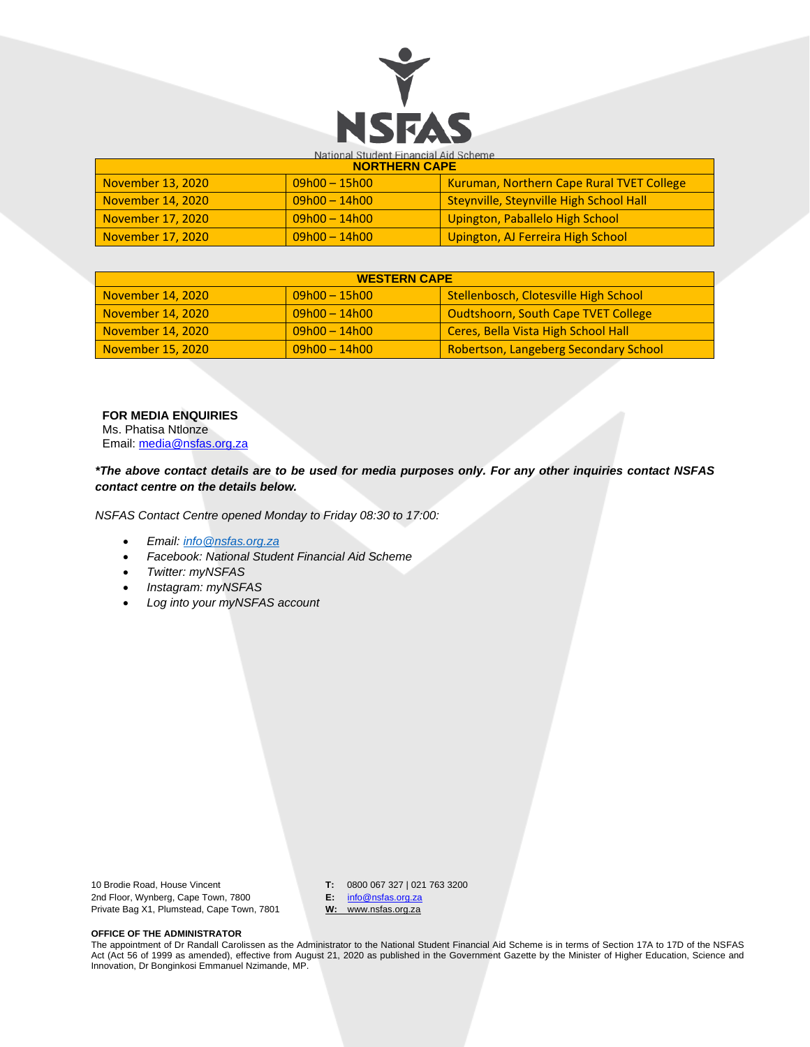NSFAS

National Student Financial Aid Scheme

| NORTHERN CAPE | | |
|---|---|---|
| November 13, 2020 | 09h00 – 15h00 | Kuruman, Northern Cape Rural TVET College |
| November 14, 2020 | 09h00 – 14h00 | Steynville, Steynville High School Hall |
| November 17, 2020 | 09h00 – 14h00 | Upington, Paballelo High School |
| November 17, 2020 | 09h00 – 14h00 | Upington, AJ Ferreira High School |

| WESTERN CAPE | | |
|---|---|---|
| November 14, 2020 | 09h00 – 15h00 | Stellenbosch, Clotesville High School |
| November 14, 2020 | 09h00 – 14h00 | Oudtshoorn, South Cape TVET College |
| November 14, 2020 | 09h00 – 14h00 | Ceres, Bella Vista High School Hall |
| November 15, 2020 | 09h00 – 14h00 | Robertson, Langeberg Secondary School |

**FOR MEDIA ENQUIRIES**
Ms. Phatisa Ntlonze
Email: media@nsfas.org.za

***The above contact details are to be used for media purposes only. For any other inquiries contact NSFAS contact centre on the details below.***

*NSFAS Contact Centre opened Monday to Friday 08:30 to 17:00:*

- *Email: info@nsfas.org.za*
- *Facebook: National Student Financial Aid Scheme*
- *Twitter: myNSFAS*
- *Instagram: myNSFAS*
- *Log into your myNSFAS account*

10 Brodie Road, House Vincent
2nd Floor, Wynberg, Cape Town, 7800
Private Bag X1, Plumstead, Cape Town, 7801

**T:** 0800 067 327 | 021 763 3200
**E:** info@nsfas.org.za
**W:** www.nsfas.org.za

**OFFICE OF THE ADMINISTRATOR**
The appointment of Dr Randall Carolissen as the Administrator to the National Student Financial Aid Scheme is in terms of Section 17A to 17D of the NSFAS Act (Act 56 of 1999 as amended), effective from August 21, 2020 as published in the Government Gazette by the Minister of Higher Education, Science and Innovation, Dr Bonginkosi Emmanuel Nzimande, MP.